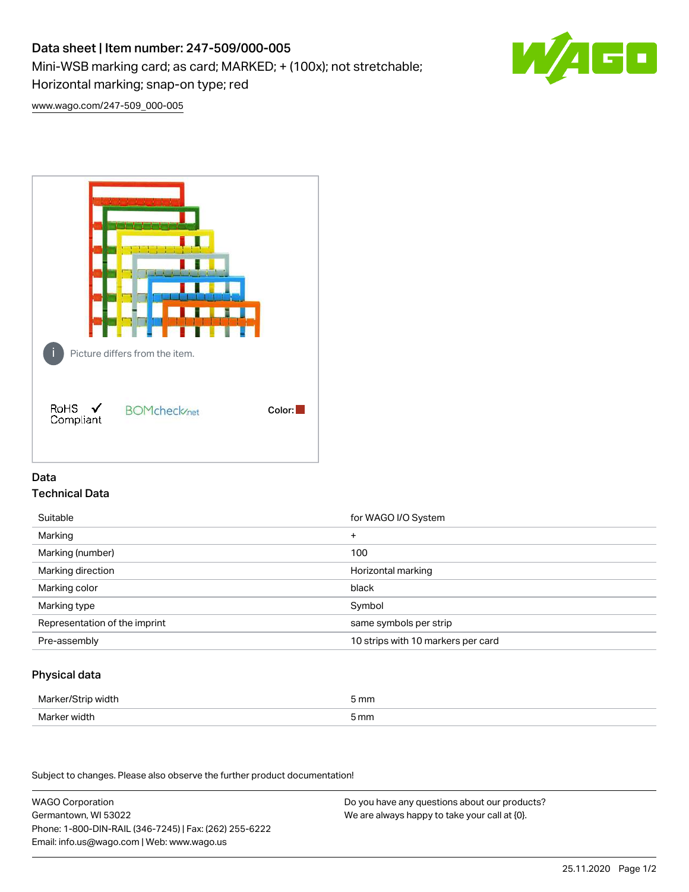# Data sheet | Item number: 247-509/000-005

Mini-WSB marking card; as card; MARKED; + (100x); not stretchable; Horizontal marking; snap-on type; red

www.wago.com/247-509_000-005

Picture differs from the item.

RoHS Compliant ✓

BOMcheck.net

Color:

## Data

### Technical Data

| | |
|---|---|
| Suitable | for WAGO I/O System |
| Marking | + |
| Marking (number) | 100 |
| Marking direction | Horizontal marking |
| Marking color | black |
| Marking type | Symbol |
| Representation of the imprint | same symbols per strip |
| Pre-assembly | 10 strips with 10 markers per card |

### Physical data

| | |
|---|---|
| Marker/Strip width | 5 mm |
| Marker width | 5 mm |

Subject to changes. Please also observe the further product documentation!

WAGO Corporation
Germantown, WI 53022
Phone: 1-800-DIN-RAIL (346-7245) | Fax: (262) 255-6222
Email: info.us@wago.com | Web: www.wago.us

Do you have any questions about our products?
We are always happy to take your call at {0}.

25.11.2020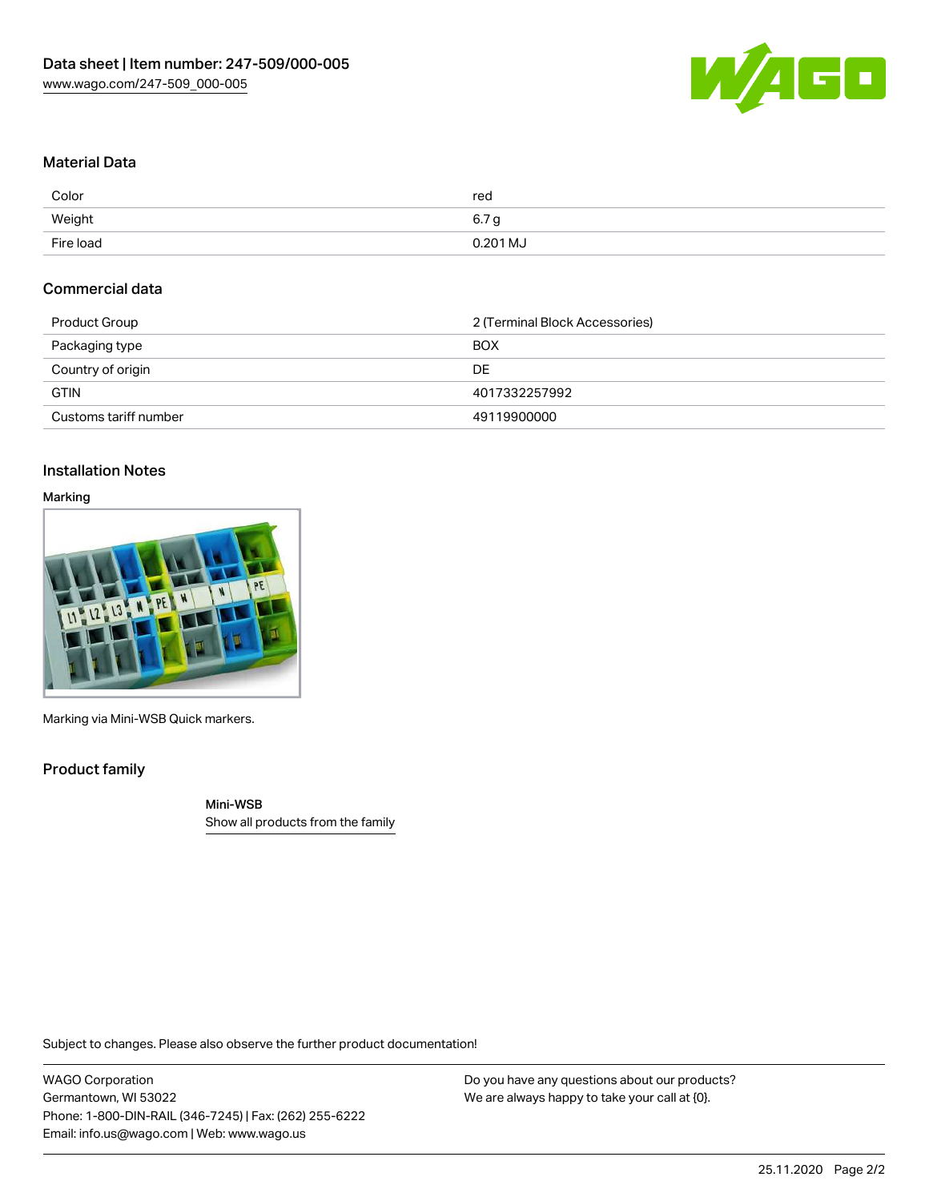## Material Data

| | |
|---|---|
| Color | red |
| Weight | 6.7 g |
| Fire load | 0.201 MJ |

## Commercial data

| | |
|---|---|
| Product Group | 2 (Terminal Block Accessories) |
| Packaging type | BOX |
| Country of origin | DE |
| GTIN | 4017332257992 |
| Customs tariff number | 49119900000 |

## Installation Notes

### Marking

Marking via Mini-WSB Quick markers.

## Product family

Mini-WSB
Show all products from the family

Subject to changes. Please also observe the further product documentation!

WAGO Corporation
Germantown, WI 53022
Phone: 1-800-DIN-RAIL (346-7245) | Fax: (262) 255-6222
Email: info.us@wago.com | Web: www.wago.us

Do you have any questions about our products?
We are always happy to take your call at {0}.